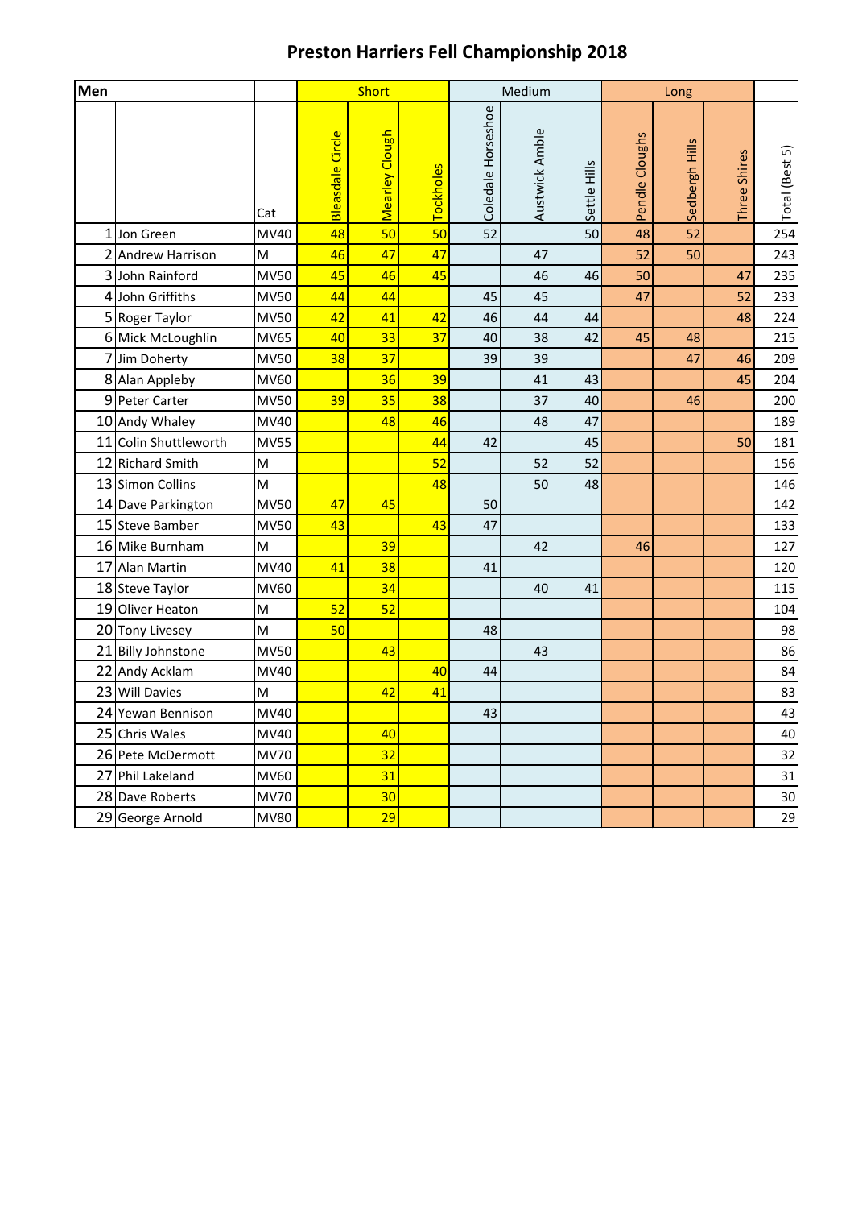# Preston Harriers Fell Championship 2018

| Men | | | Short | | | Medium | | | Long | | | |
|---|---|---|---|---|---|---|---|---|---|---|---|---|
| | | Cat | Bleasdale Circle | Mearley Clough | Tockholes | Coledale Horseshoe | Austwick Amble | Settle Hills | Pendle Cloughs | Sedbergh Hills | Three Shires | Total (Best 5) |
| 1 | Jon Green | MV40 | 48 | 50 | 50 | 52 | | 50 | 48 | 52 | | 254 |
| 2 | Andrew Harrison | M | 46 | 47 | 47 | | 47 | | 52 | 50 | | 243 |
| 3 | John Rainford | MV50 | 45 | 46 | 45 | | 46 | 46 | 50 | | 47 | 235 |
| 4 | John Griffiths | MV50 | 44 | 44 | | 45 | 45 | | 47 | | 52 | 233 |
| 5 | Roger Taylor | MV50 | 42 | 41 | 42 | 46 | 44 | 44 | | | 48 | 224 |
| 6 | Mick McLoughlin | MV65 | 40 | 33 | 37 | 40 | 38 | 42 | 45 | 48 | | 215 |
| 7 | Jim Doherty | MV50 | 38 | 37 | | 39 | 39 | | | 47 | 46 | 209 |
| 8 | Alan Appleby | MV60 | | 36 | 39 | | 41 | 43 | | | 45 | 204 |
| 9 | Peter Carter | MV50 | 39 | 35 | 38 | | 37 | 40 | | 46 | | 200 |
| 10 | Andy Whaley | MV40 | | 48 | 46 | | 48 | 47 | | | | 189 |
| 11 | Colin Shuttleworth | MV55 | | | 44 | 42 | | 45 | | | 50 | 181 |
| 12 | Richard Smith | M | | | 52 | | 52 | 52 | | | | 156 |
| 13 | Simon Collins | M | | | 48 | | 50 | 48 | | | | 146 |
| 14 | Dave Parkington | MV50 | 47 | 45 | | 50 | | | | | | 142 |
| 15 | Steve Bamber | MV50 | 43 | | 43 | 47 | | | | | | 133 |
| 16 | Mike Burnham | M | | 39 | | | 42 | | 46 | | | 127 |
| 17 | Alan Martin | MV40 | 41 | 38 | | 41 | | | | | | 120 |
| 18 | Steve Taylor | MV60 | | 34 | | | 40 | 41 | | | | 115 |
| 19 | Oliver Heaton | M | 52 | 52 | | | | | | | | 104 |
| 20 | Tony Livesey | M | 50 | | | 48 | | | | | | 98 |
| 21 | Billy Johnstone | MV50 | | 43 | | | 43 | | | | | 86 |
| 22 | Andy Acklam | MV40 | | | 40 | 44 | | | | | | 84 |
| 23 | Will Davies | M | | 42 | 41 | | | | | | | 83 |
| 24 | Yewan Bennison | MV40 | | | | 43 | | | | | | 43 |
| 25 | Chris Wales | MV40 | | 40 | | | | | | | | 40 |
| 26 | Pete McDermott | MV70 | | 32 | | | | | | | | 32 |
| 27 | Phil Lakeland | MV60 | | 31 | | | | | | | | 31 |
| 28 | Dave Roberts | MV70 | | 30 | | | | | | | | 30 |
| 29 | George Arnold | MV80 | | 29 | | | | | | | | 29 |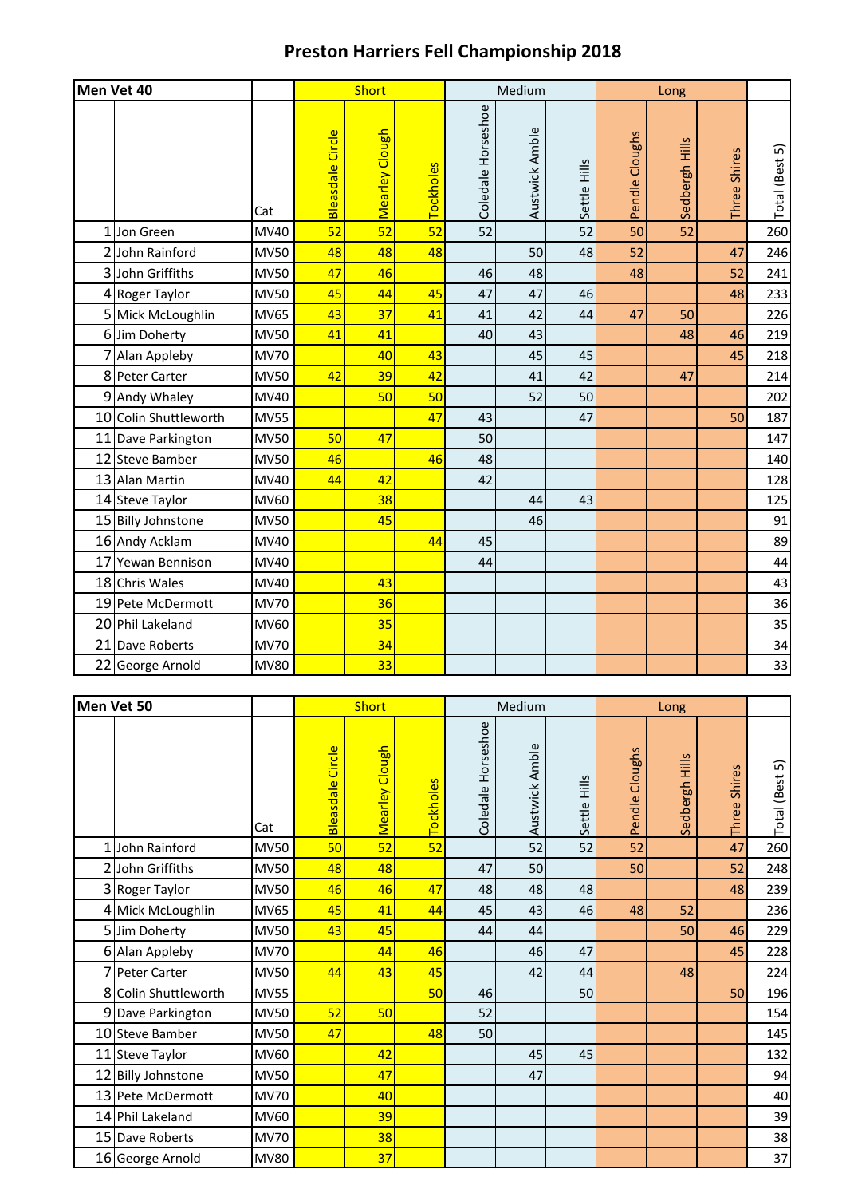# Preston Harriers Fell Championship 2018

| Men Vet 40 | | | Short | | | Medium | | | Long | | | |
|---|---|---|---|---|---|---|---|---|---|---|---|---|
| | | Cat | Bleasdale Circle | Mearley Clough | Tockholes | Coledale Horseshoe | Austwick Amble | Settle Hills | Pendle Cloughs | Sedbergh Hills | Three Shires | Total (Best 5) |
| 1 | Jon Green | MV40 | 52 | 52 | 52 | 52 | | 52 | 50 | 52 | | 260 |
| 2 | John Rainford | MV50 | 48 | 48 | 48 | | 50 | 48 | 52 | | 47 | 246 |
| 3 | John Griffiths | MV50 | 47 | 46 | | 46 | 48 | | 48 | | 52 | 241 |
| 4 | Roger Taylor | MV50 | 45 | 44 | 45 | 47 | 47 | 46 | | | 48 | 233 |
| 5 | Mick McLoughlin | MV65 | 43 | 37 | 41 | 41 | 42 | 44 | 47 | 50 | | 226 |
| 6 | Jim Doherty | MV50 | 41 | 41 | | 40 | 43 | | | 48 | 46 | 219 |
| 7 | Alan Appleby | MV70 | | 40 | 43 | | 45 | 45 | | | 45 | 218 |
| 8 | Peter Carter | MV50 | 42 | 39 | 42 | | 41 | 42 | | 47 | | 214 |
| 9 | Andy Whaley | MV40 | | 50 | 50 | | 52 | 50 | | | | 202 |
| 10 | Colin Shuttleworth | MV55 | | | 47 | 43 | | 47 | | | 50 | 187 |
| 11 | Dave Parkington | MV50 | 50 | 47 | | 50 | | | | | | 147 |
| 12 | Steve Bamber | MV50 | 46 | | 46 | 48 | | | | | | 140 |
| 13 | Alan Martin | MV40 | 44 | 42 | | 42 | | | | | | 128 |
| 14 | Steve Taylor | MV60 | | 38 | | | 44 | 43 | | | | 125 |
| 15 | Billy Johnstone | MV50 | | 45 | | | 46 | | | | | 91 |
| 16 | Andy Acklam | MV40 | | | 44 | 45 | | | | | | 89 |
| 17 | Yewan Bennison | MV40 | | | | 44 | | | | | | 44 |
| 18 | Chris Wales | MV40 | | 43 | | | | | | | | 43 |
| 19 | Pete McDermott | MV70 | | 36 | | | | | | | | 36 |
| 20 | Phil Lakeland | MV60 | | 35 | | | | | | | | 35 |
| 21 | Dave Roberts | MV70 | | 34 | | | | | | | | 34 |
| 22 | George Arnold | MV80 | | 33 | | | | | | | | 33 |

| Men Vet 50 | | | Short | | | Medium | | | Long | | | |
|---|---|---|---|---|---|---|---|---|---|---|---|---|
| | | Cat | Bleasdale Circle | Mearley Clough | Tockholes | Coledale Horseshoe | Austwick Amble | Settle Hills | Pendle Cloughs | Sedbergh Hills | Three Shires | Total (Best 5) |
| 1 | John Rainford | MV50 | 50 | 52 | 52 | | 52 | 52 | 52 | | 47 | 260 |
| 2 | John Griffiths | MV50 | 48 | 48 | | 47 | 50 | | 50 | | 52 | 248 |
| 3 | Roger Taylor | MV50 | 46 | 46 | 47 | 48 | 48 | 48 | | | 48 | 239 |
| 4 | Mick McLoughlin | MV65 | 45 | 41 | 44 | 45 | 43 | 46 | 48 | 52 | | 236 |
| 5 | Jim Doherty | MV50 | 43 | 45 | | 44 | 44 | | | 50 | 46 | 229 |
| 6 | Alan Appleby | MV70 | | 44 | 46 | | 46 | 47 | | | 45 | 228 |
| 7 | Peter Carter | MV50 | 44 | 43 | 45 | | 42 | 44 | | 48 | | 224 |
| 8 | Colin Shuttleworth | MV55 | | | 50 | 46 | | 50 | | | 50 | 196 |
| 9 | Dave Parkington | MV50 | 52 | 50 | | 52 | | | | | | 154 |
| 10 | Steve Bamber | MV50 | 47 | | 48 | 50 | | | | | | 145 |
| 11 | Steve Taylor | MV60 | | 42 | | | 45 | 45 | | | | 132 |
| 12 | Billy Johnstone | MV50 | | 47 | | | 47 | | | | | 94 |
| 13 | Pete McDermott | MV70 | | 40 | | | | | | | | 40 |
| 14 | Phil Lakeland | MV60 | | 39 | | | | | | | | 39 |
| 15 | Dave Roberts | MV70 | | 38 | | | | | | | | 38 |
| 16 | George Arnold | MV80 | | 37 | | | | | | | | 37 |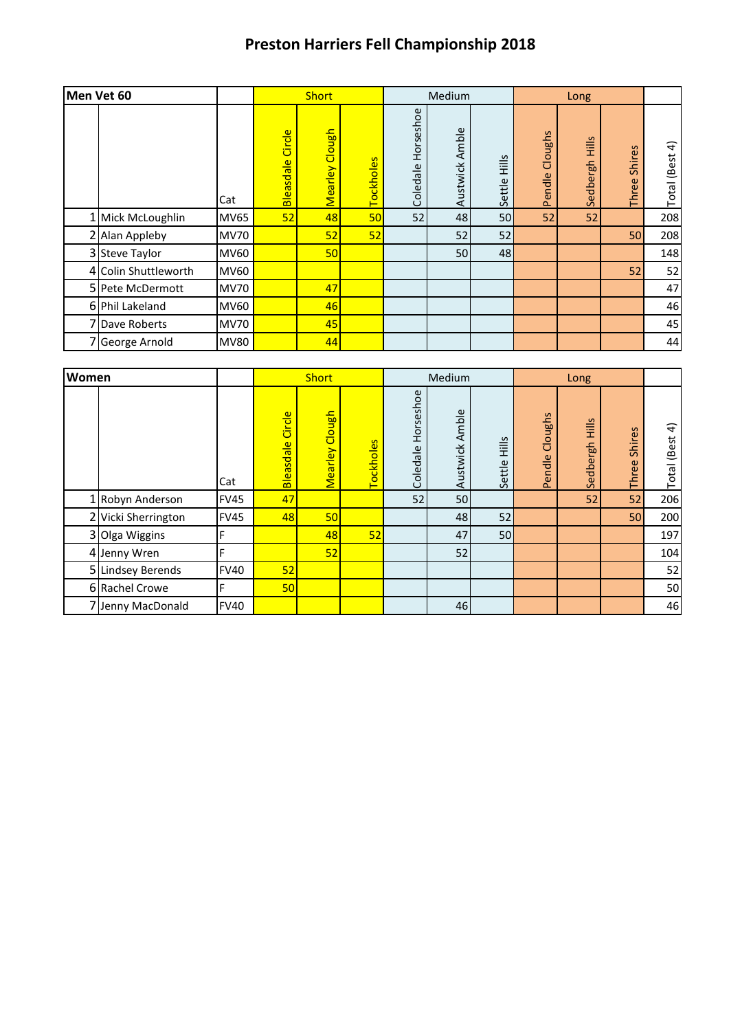# Preston Harriers Fell Championship 2018

| Men Vet 60 | | | Short | | | Medium | | | Long | | | |
|---|---|---|---|---|---|---|---|---|---|---|---|---|
| | | Cat | Bleasdale Circle | Mearley Clough | Tockholes | Coledale Horseshoe | Austwick Amble | Settle Hills | Pendle Cloughs | Sedbergh Hills | Three Shires | Total (Best 4) |
| 1 | Mick McLoughlin | MV65 | 52 | 48 | 50 | 52 | 48 | 50 | 52 | 52 | | 208 |
| 2 | Alan Appleby | MV70 | | 52 | 52 | | 52 | 52 | | | 50 | 208 |
| 3 | Steve Taylor | MV60 | | 50 | | | 50 | 48 | | | | 148 |
| 4 | Colin Shuttleworth | MV60 | | | | | | | | | 52 | 52 |
| 5 | Pete McDermott | MV70 | | 47 | | | | | | | | 47 |
| 6 | Phil Lakeland | MV60 | | 46 | | | | | | | | 46 |
| 7 | Dave Roberts | MV70 | | 45 | | | | | | | | 45 |
| 7 | George Arnold | MV80 | | 44 | | | | | | | | 44 |

| Women | | | Short | | | Medium | | | Long | | | |
|---|---|---|---|---|---|---|---|---|---|---|---|---|
| | | Cat | Bleasdale Circle | Mearley Clough | Tockholes | Coledale Horseshoe | Austwick Amble | Settle Hills | Pendle Cloughs | Sedbergh Hills | Three Shires | Total (Best 4) |
| 1 | Robyn Anderson | FV45 | 47 | | | 52 | 50 | | | 52 | 52 | 206 |
| 2 | Vicki Sherrington | FV45 | 48 | 50 | | | 48 | 52 | | | 50 | 200 |
| 3 | Olga Wiggins | F | | 48 | 52 | | 47 | 50 | | | | 197 |
| 4 | Jenny Wren | F | | 52 | | | 52 | | | | | 104 |
| 5 | Lindsey Berends | FV40 | 52 | | | | | | | | | 52 |
| 6 | Rachel Crowe | F | 50 | | | | | | | | | 50 |
| 7 | Jenny MacDonald | FV40 | | | | | 46 | | | | | 46 |